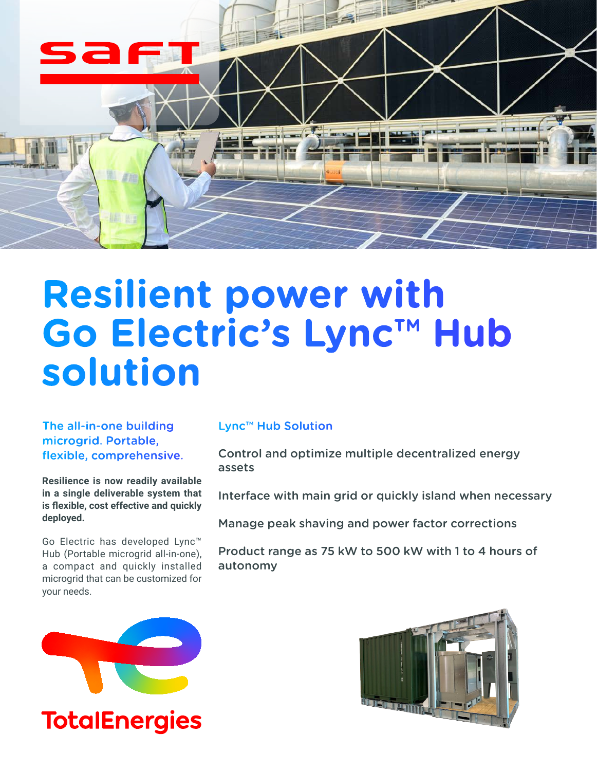# Resilient power with Go Electric's Lync™ Hub solution

### The all-in-one building microgrid. Portable, flexible, comprehensive.

**Resilience is now readily available in a single deliverable system that is flexible, cost effective and quickly deployed.**

Go Electric has developed Lync™ Hub (Portable microgrid all-in-one), a compact and quickly installed microgrid that can be customized for your needs.

### Lync™ Hub Solution

Control and optimize multiple decentralized energy assets

Interface with main grid or quickly island when necessary

Manage peak shaving and power factor corrections

Product range as 75 kW to 500 kW with 1 to 4 hours of autonomy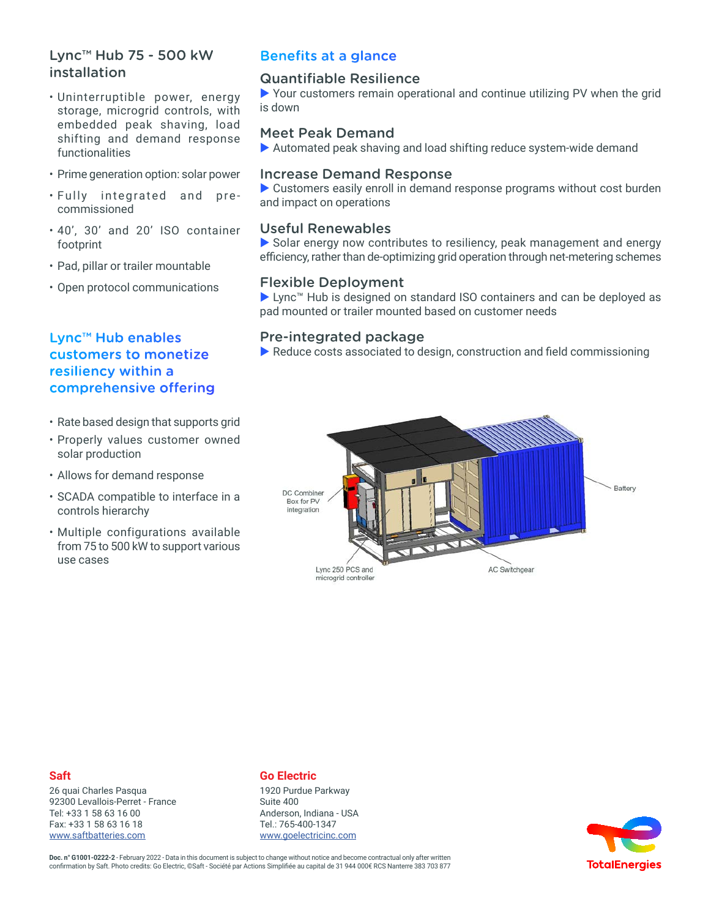## Lync™ Hub 75 - 500 kW installation

- Uninterruptible power, energy storage, microgrid controls, with embedded peak shaving, load shifting and demand response functionalities
- Prime generation option: solar power
- Fully integrated and pre-commissioned
- 40', 30' and 20' ISO container footprint
- Pad, pillar or trailer mountable
- Open protocol communications

## Lync™ Hub enables customers to monetize resiliency within a comprehensive offering

- Rate based design that supports grid
- Properly values customer owned solar production
- Allows for demand response
- SCADA compatible to interface in a controls hierarchy
- Multiple configurations available from 75 to 500 kW to support various use cases

## Benefits at a glance

### Quantifiable Resilience

▶ Your customers remain operational and continue utilizing PV when the grid is down

### Meet Peak Demand

▶ Automated peak shaving and load shifting reduce system-wide demand

### Increase Demand Response

▶ Customers easily enroll in demand response programs without cost burden and impact on operations

### Useful Renewables

▶ Solar energy now contributes to resiliency, peak management and energy efficiency, rather than de-optimizing grid operation through net-metering schemes

### Flexible Deployment

▶ Lync™ Hub is designed on standard ISO containers and can be deployed as pad mounted or trailer mounted based on customer needs

### Pre-integrated package

▶ Reduce costs associated to design, construction and field commissioning

DC Combiner Box for PV integration

Battery

Lync 250 PCS and microgrid controller

AC Switchgear

**Saft**
26 quai Charles Pasqua
92300 Levallois-Perret - France
Tel: +33 1 58 63 16 00
Fax: +33 1 58 63 16 18
www.saftbatteries.com

**Go Electric**
1920 Purdue Parkway
Suite 400
Anderson, Indiana - USA
Tel.: 765-400-1347
www.goelectricinc.com

**Doc. n° G1001-0222-2** - February 2022 - Data in this document is subject to change without notice and become contractual only after written confirmation by Saft. Photo credits: Go Electric, ©Saft - Société par Actions Simplifiée au capital de 31 944 000€ RCS Nanterre 383 703 877

TotalEnergies